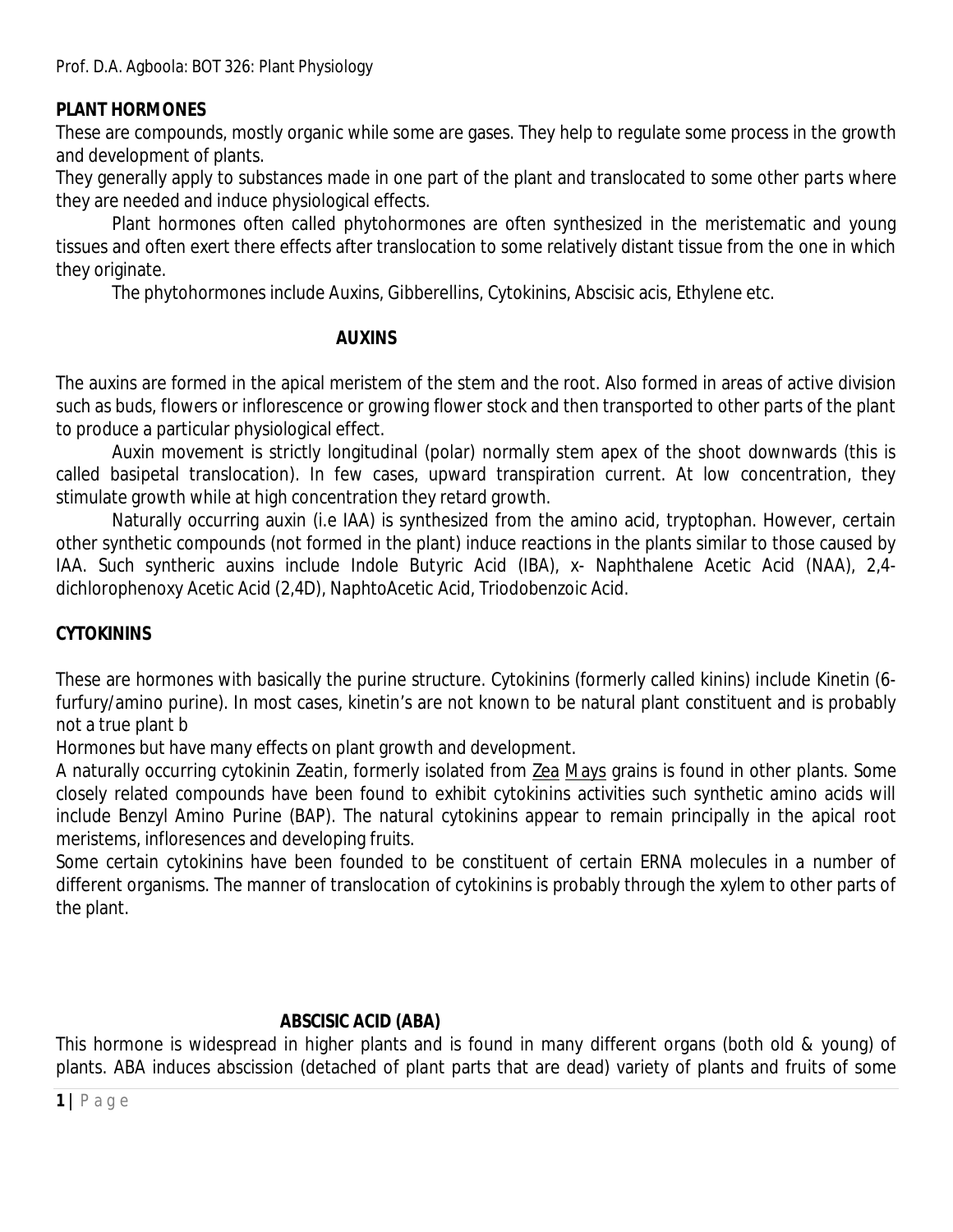## PLANT HORMONES

These are compounds, mostly organic while some are gases. They help to regulate some process in the growth and development of plants.

They generally apply to substances made in one part of the plant and translocated to some other parts where they are needed and induce physiological effects.

Plant hormones often called phytohormones are often synthesized in the meristematic and young tissues and often exert there effects after translocation to some relatively distant tissue from the one in which they originate.

The phytohormones include Auxins, Gibberellins, Cytokinins, Abscisic acis, Ethylene etc.

### AUXINS

The auxins are formed in the apical meristem of the stem and the root. Also formed in areas of active division such as buds, flowers or inflorescence or growing flower stock and then transported to other parts of the plant to produce a particular physiological effect.

Auxin movement is strictly longitudinal (polar) normally stem apex of the shoot downwards (this is called basipetal translocation). In few cases, upward transpiration current. At low concentration, they stimulate growth while at high concentration they retard growth.

Naturally occurring auxin (i.e IAA) is synthesized from the amino acid, tryptophan. However, certain other synthetic compounds (not formed in the plant) induce reactions in the plants similar to those caused by IAA. Such syntheric auxins include Indole Butyric Acid (IBA), x- Naphthalene Acetic Acid (NAA), 2,4-dichlorophenoxy Acetic Acid (2,4D), NaphtoAcetic Acid, Triodobenzoic Acid.

### CYTOKININS

These are hormones with basically the purine structure. Cytokinins (formerly called kinins) include Kinetin (6-furfury/amino purine). In most cases, kinetin's are not known to be natural plant constituent and is probably not a true plant b

Hormones but have many effects on plant growth and development.

A naturally occurring cytokinin Zeatin, formerly isolated from _Zea_ _Mays_ grains is found in other plants. Some closely related compounds have been found to exhibit cytokinins activities such synthetic amino acids will include Benzyl Amino Purine (BAP). The natural cytokinins appear to remain principally in the apical root meristems, infloresences and developing fruits.

Some certain cytokinins have been founded to be constituent of certain ERNA molecules in a number of different organisms. The manner of translocation of cytokinins is probably through the xylem to other parts of the plant.

### ABSCISIC ACID (ABA)

This hormone is widespread in higher plants and is found in many different organs (both old & young) of plants. ABA induces abscission (detached of plant parts that are dead) variety of plants and fruits of some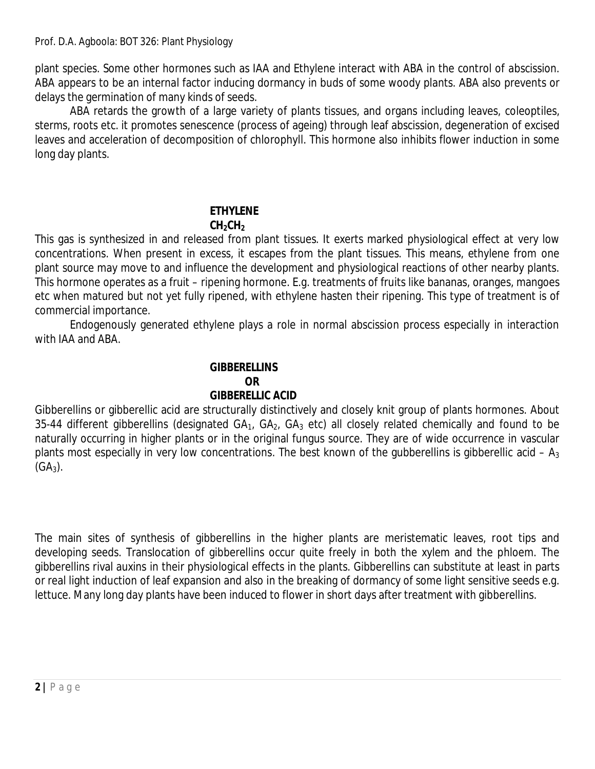plant species. Some other hormones such as IAA and Ethylene interact with ABA in the control of abscission. ABA appears to be an internal factor inducing dormancy in buds of some woody plants. ABA also prevents or delays the germination of many kinds of seeds.

ABA retards the growth of a large variety of plants tissues, and organs including leaves, coleoptiles, sterms, roots etc. it promotes senescence (process of ageing) through leaf abscission, degeneration of excised leaves and acceleration of decomposition of chlorophyll. This hormone also inhibits flower induction in some long day plants.

## ETHYLENE

**$CH_2CH_2$**

This gas is synthesized in and released from plant tissues. It exerts marked physiological effect at very low concentrations. When present in excess, it escapes from the plant tissues. This means, ethylene from one plant source may move to and influence the development and physiological reactions of other nearby plants. This hormone operates as a fruit – ripening hormone. E.g. treatments of fruits like bananas, oranges, mangoes etc when matured but not yet fully ripened, with ethylene hasten their ripening. This type of treatment is of commercial importance.

Endogenously generated ethylene plays a role in normal abscission process especially in interaction with IAA and ABA.

## GIBBERELLINS OR GIBBERELLIC ACID

Gibberellins or gibberellic acid are structurally distinctively and closely knit group of plants hormones. About 35-44 different gibberellins (designated $GA_1$, $GA_2$, $GA_3$ etc) all closely related chemically and found to be naturally occurring in higher plants or in the original fungus source. They are of wide occurrence in vascular plants most especially in very low concentrations. The best known of the gubberellins is gibberellic acid – $A_3$ ($GA_3$).

The main sites of synthesis of gibberellins in the higher plants are meristematic leaves, root tips and developing seeds. Translocation of gibberellins occur quite freely in both the xylem and the phloem. The gibberellins rival auxins in their physiological effects in the plants. Gibberellins can substitute at least in parts or real light induction of leaf expansion and also in the breaking of dormancy of some light sensitive seeds e.g. lettuce. Many long day plants have been induced to flower in short days after treatment with gibberellins.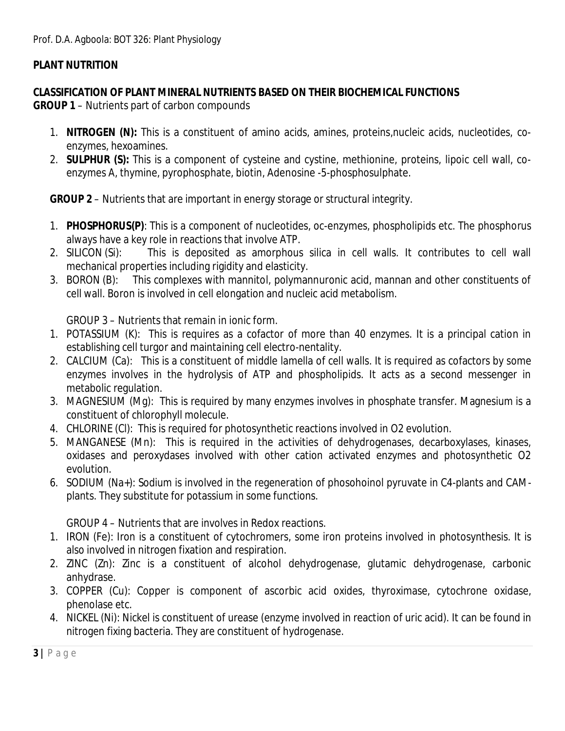## PLANT NUTRITION

### CLASSIFICATION OF PLANT MINERAL NUTRIENTS BASED ON THEIR BIOCHEMICAL FUNCTIONS

**GROUP 1** – Nutrients part of carbon compounds

1. **NITROGEN (N):** This is a constituent of amino acids, amines, proteins,nucleic acids, nucleotides, co-enzymes, hexoamines.
2. **SULPHUR (S):** This is a component of cysteine and cystine, methionine, proteins, lipoic cell wall, co-enzymes A, thymine, pyrophosphate, biotin, Adenosine -5-phosphosulphate.

**GROUP 2** – Nutrients that are important in energy storage or structural integrity.

1. **PHOSPHORUS(P)**: This is a component of nucleotides, oc-enzymes, phospholipids etc. The phosphorus always have a key role in reactions that involve ATP.
2. SILICON (Si): This is deposited as amorphous silica in cell walls. It contributes to cell wall mechanical properties including rigidity and elasticity.
3. BORON (B): This complexes with mannitol, polymannuronic acid, mannan and other constituents of cell wall. Boron is involved in cell elongation and nucleic acid metabolism.

GROUP 3 – Nutrients that remain in ionic form.

1. POTASSIUM (K): This is requires as a cofactor of more than 40 enzymes. It is a principal cation in establishing cell turgor and maintaining cell electro-nentality.
2. CALCIUM (Ca): This is a constituent of middle lamella of cell walls. It is required as cofactors by some enzymes involves in the hydrolysis of ATP and phospholipids. It acts as a second messenger in metabolic regulation.
3. MAGNESIUM (Mg): This is required by many enzymes involves in phosphate transfer. Magnesium is a constituent of chlorophyll molecule.
4. CHLORINE (Cl): This is required for photosynthetic reactions involved in O2 evolution.
5. MANGANESE (Mn): This is required in the activities of dehydrogenases, decarboxylases, kinases, oxidases and peroxydases involved with other cation activated enzymes and photosynthetic O2 evolution.
6. SODIUM ($Na^+$): Sodium is involved in the regeneration of phosohoinol pyruvate in C4-plants and CAM-plants. They substitute for potassium in some functions.

GROUP 4 – Nutrients that are involves in Redox reactions.

1. IRON (Fe): Iron is a constituent of cytochromers, some iron proteins involved in photosynthesis. It is also involved in nitrogen fixation and respiration.
2. ZINC (Zn): Zinc is a constituent of alcohol dehydrogenase, glutamic dehydrogenase, carbonic anhydrase.
3. COPPER (Cu): Copper is component of ascorbic acid oxides, thyroximase, cytochrone oxidase, phenolase etc.
4. NICKEL (Ni): Nickel is constituent of urease (enzyme involved in reaction of uric acid). It can be found in nitrogen fixing bacteria. They are constituent of hydrogenase.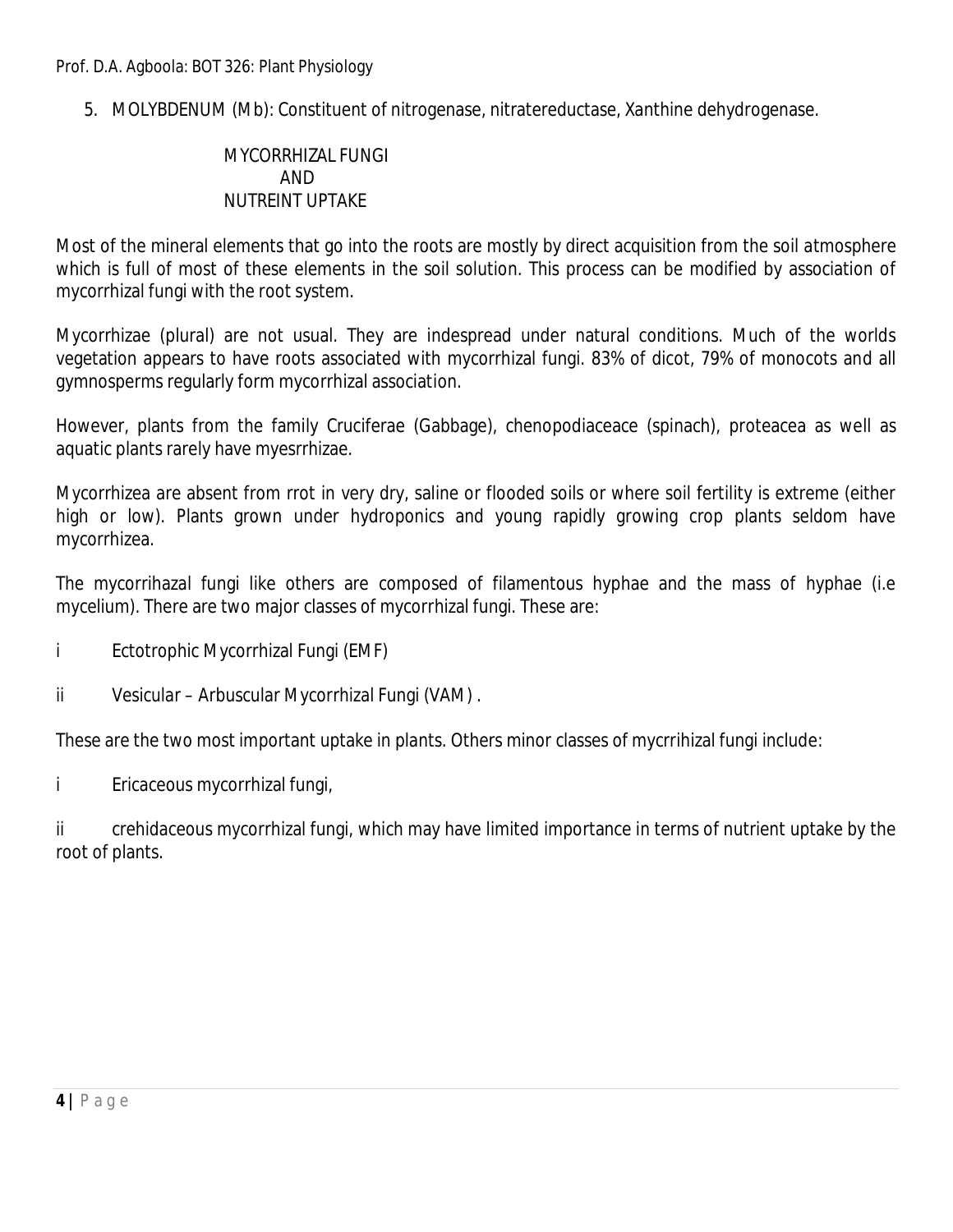5. MOLYBDENUM (Mb): Constituent of nitrogenase, nitratereductase, Xanthine dehydrogenase.

## MYCORRHIZAL FUNGI AND NUTREINT UPTAKE

Most of the mineral elements that go into the roots are mostly by direct acquisition from the soil atmosphere which is full of most of these elements in the soil solution. This process can be modified by association of mycorrhizal fungi with the root system.

Mycorrhizae (plural) are not usual. They are indespread under natural conditions. Much of the worlds vegetation appears to have roots associated with mycorrhizal fungi. 83% of dicot, 79% of monocots and all gymnosperms regularly form mycorrhizal association.

However, plants from the family Cruciferae (Gabbage), chenopodiaceace (spinach), proteacea as well as aquatic plants rarely have myesrrhizae.

Mycorrhizea are absent from rrot in very dry, saline or flooded soils or where soil fertility is extreme (either high or low). Plants grown under hydroponics and young rapidly growing crop plants seldom have mycorrhizea.

The mycorrihazal fungi like others are composed of filamentous hyphae and the mass of hyphae (i.e mycelium). There are two major classes of mycorrhizal fungi. These are:

i Ectotrophic Mycorrhizal Fungi (EMF)

ii Vesicular – Arbuscular Mycorrhizal Fungi (VAM) .

These are the two most important uptake in plants. Others minor classes of mycrrihizal fungi include:

i Ericaceous mycorrhizal fungi,

ii crehidaceous mycorrhizal fungi, which may have limited importance in terms of nutrient uptake by the root of plants.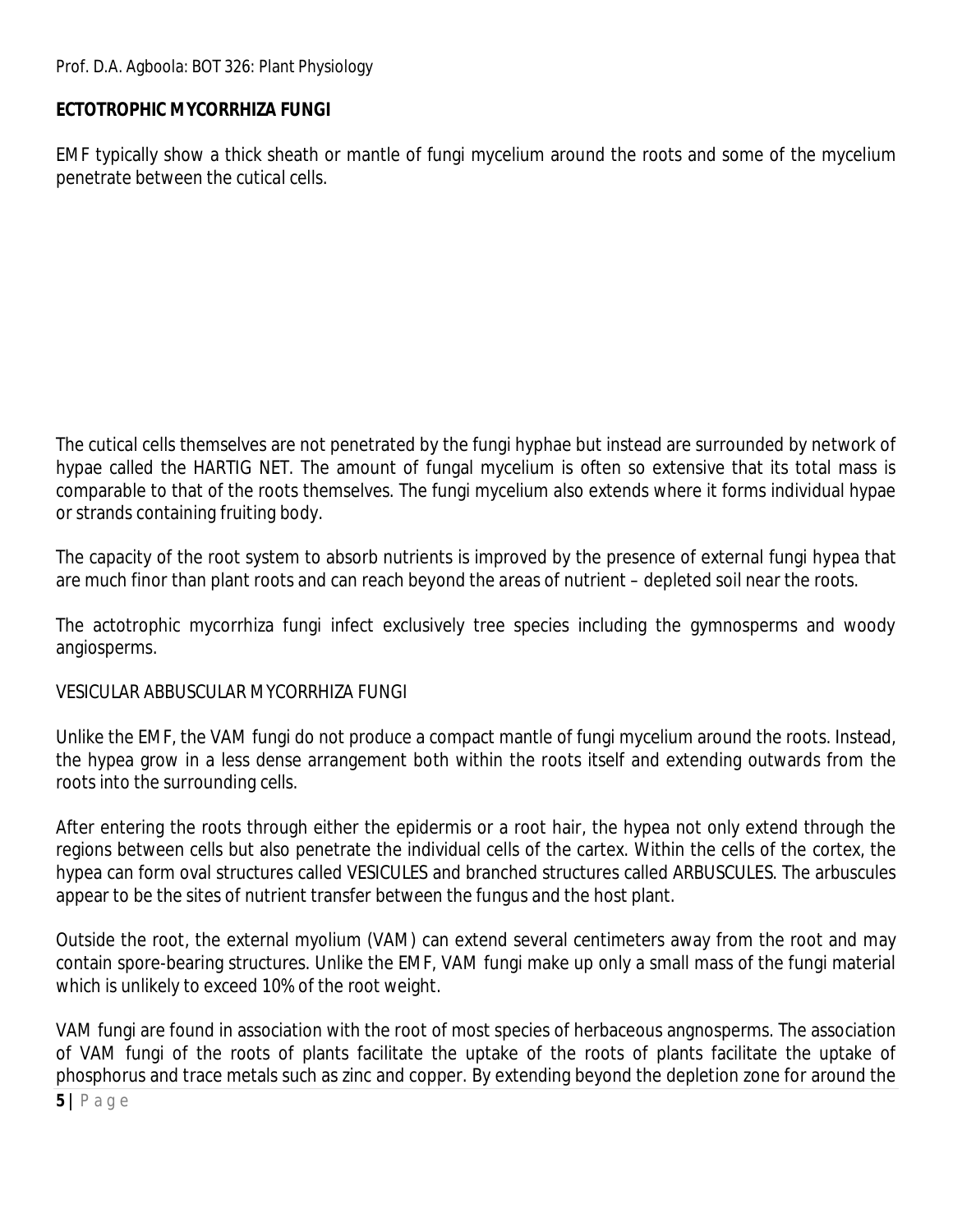**ECTOTROPHIC MYCORRHIZA FUNGI**

EMF typically show a thick sheath or mantle of fungi mycelium around the roots and some of the mycelium penetrate between the cutical cells.

The cutical cells themselves are not penetrated by the fungi hyphae but instead are surrounded by network of hypae called the HARTIG NET. The amount of fungal mycelium is often so extensive that its total mass is comparable to that of the roots themselves. The fungi mycelium also extends where it forms individual hypae or strands containing fruiting body.

The capacity of the root system to absorb nutrients is improved by the presence of external fungi hypea that are much finor than plant roots and can reach beyond the areas of nutrient – depleted soil near the roots.

The actotrophic mycorrhiza fungi infect exclusively tree species including the gymnosperms and woody angiosperms.

VESICULAR ABBUSCULAR MYCORRHIZA FUNGI

Unlike the EMF, the VAM fungi do not produce a compact mantle of fungi mycelium around the roots. Instead, the hypea grow in a less dense arrangement both within the roots itself and extending outwards from the roots into the surrounding cells.

After entering the roots through either the epidermis or a root hair, the hypea not only extend through the regions between cells but also penetrate the individual cells of the cartex. Within the cells of the cortex, the hypea can form oval structures called VESICULES and branched structures called ARBUSCULES. The arbuscules appear to be the sites of nutrient transfer between the fungus and the host plant.

Outside the root, the external myolium (VAM) can extend several centimeters away from the root and may contain spore-bearing structures. Unlike the EMF, VAM fungi make up only a small mass of the fungi material which is unlikely to exceed 10% of the root weight.

VAM fungi are found in association with the root of most species of herbaceous angnosperms. The association of VAM fungi of the roots of plants facilitate the uptake of the roots of plants facilitate the uptake of phosphorus and trace metals such as zinc and copper. By extending beyond the depletion zone for around the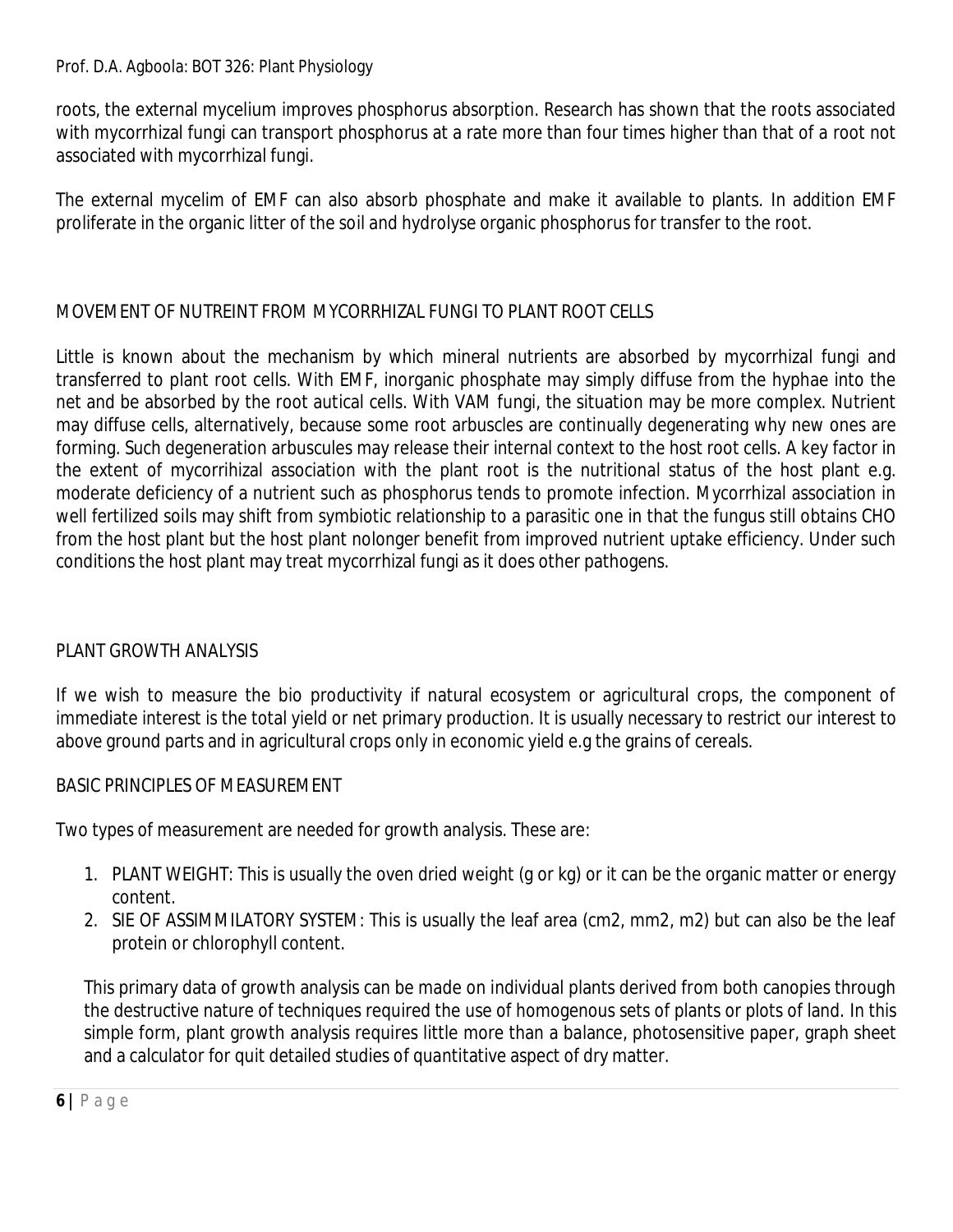roots, the external mycelium improves phosphorus absorption. Research has shown that the roots associated with mycorrhizal fungi can transport phosphorus at a rate more than four times higher than that of a root not associated with mycorrhizal fungi.

The external mycelim of EMF can also absorb phosphate and make it available to plants. In addition EMF proliferate in the organic litter of the soil and hydrolyse organic phosphorus for transfer to the root.

## MOVEMENT OF NUTREINT FROM MYCORRHIZAL FUNGI TO PLANT ROOT CELLS

Little is known about the mechanism by which mineral nutrients are absorbed by mycorrhizal fungi and transferred to plant root cells. With EMF, inorganic phosphate may simply diffuse from the hyphae into the net and be absorbed by the root autical cells. With VAM fungi, the situation may be more complex. Nutrient may diffuse cells, alternatively, because some root arbuscles are continually degenerating why new ones are forming. Such degeneration arbuscules may release their internal context to the host root cells. A key factor in the extent of mycorrihizal association with the plant root is the nutritional status of the host plant e.g. moderate deficiency of a nutrient such as phosphorus tends to promote infection. Mycorrhizal association in well fertilized soils may shift from symbiotic relationship to a parasitic one in that the fungus still obtains CHO from the host plant but the host plant nolonger benefit from improved nutrient uptake efficiency. Under such conditions the host plant may treat mycorrhizal fungi as it does other pathogens.

## PLANT GROWTH ANALYSIS

If we wish to measure the bio productivity if natural ecosystem or agricultural crops, the component of immediate interest is the total yield or net primary production. It is usually necessary to restrict our interest to above ground parts and in agricultural crops only in economic yield e.g the grains of cereals.

### BASIC PRINCIPLES OF MEASUREMENT

Two types of measurement are needed for growth analysis. These are:

1. PLANT WEIGHT: This is usually the oven dried weight (g or kg) or it can be the organic matter or energy content.
2. SIE OF ASSIMMILATORY SYSTEM: This is usually the leaf area (cm2, mm2, m2) but can also be the leaf protein or chlorophyll content.

This primary data of growth analysis can be made on individual plants derived from both canopies through the destructive nature of techniques required the use of homogenous sets of plants or plots of land. In this simple form, plant growth analysis requires little more than a balance, photosensitive paper, graph sheet and a calculator for quit detailed studies of quantitative aspect of dry matter.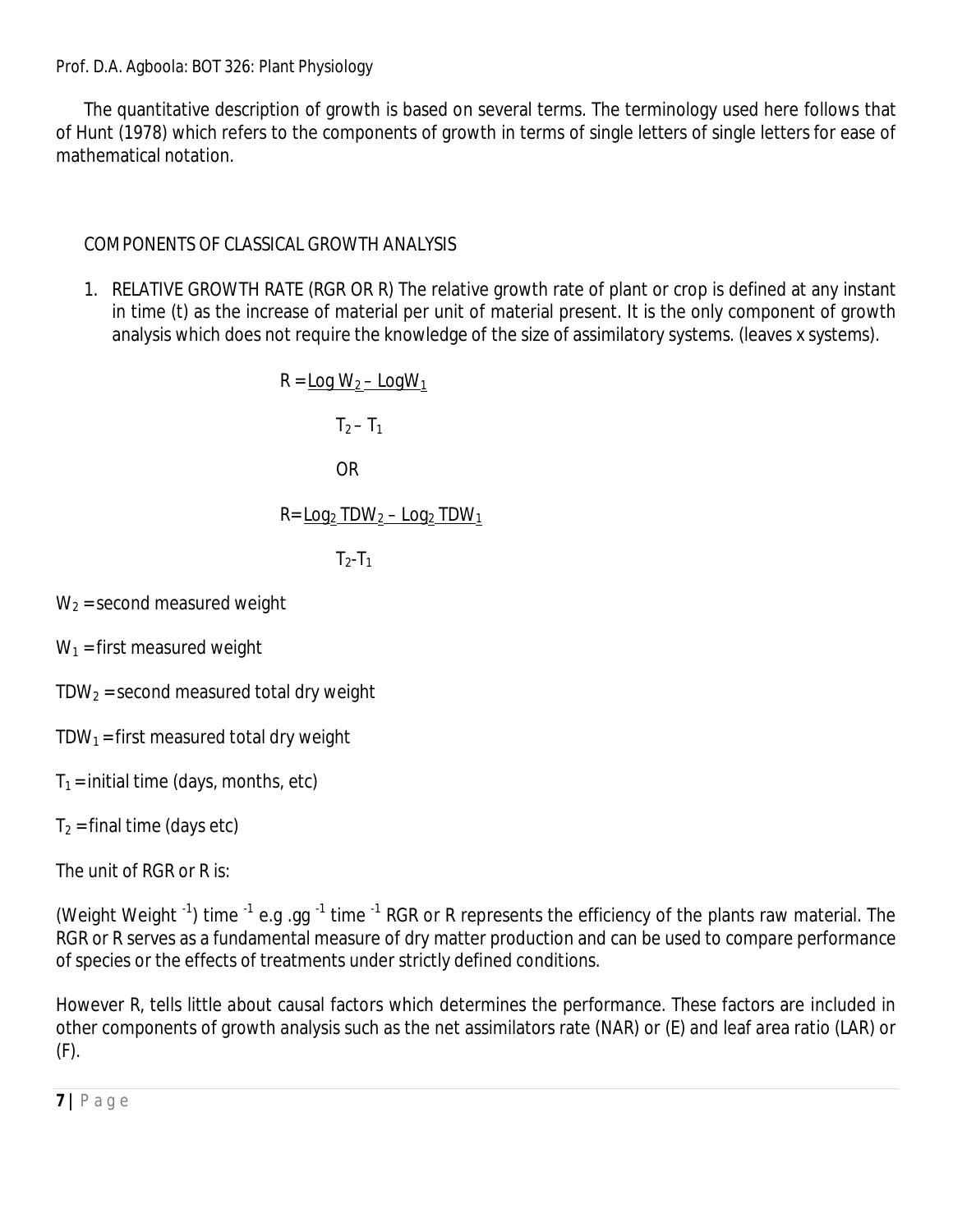The quantitative description of growth is based on several terms. The terminology used here follows that of Hunt (1978) which refers to the components of growth in terms of single letters of single letters for ease of mathematical notation.

## COMPONENTS OF CLASSICAL GROWTH ANALYSIS

1. RELATIVE GROWTH RATE (RGR OR R) The relative growth rate of plant or crop is defined at any instant in time (t) as the increase of material per unit of material present. It is the only component of growth analysis which does not require the knowledge of the size of assimilatory systems. (leaves x systems).

$$R = \frac{\text{Log } W_2 - \text{Log} W_1}{T_2 - T_1}$$

OR

$$R = \frac{\text{Log}_2 \, TDW_2 - \text{Log}_2 \, TDW_1}{T_2 - T_1}$$

$W_2$ = second measured weight

$W_1$ = first measured weight

$TDW_2$ = second measured total dry weight

$TDW_1$ = first measured total dry weight

$T_1$ = initial time (days, months, etc)

$T_2$ = final time (days etc)

The unit of RGR or R is:

(Weight Weight $^{-1}$) time $^{-1}$ e.g .gg $^{-1}$ time $^{-1}$ RGR or R represents the efficiency of the plants raw material. The RGR or R serves as a fundamental measure of dry matter production and can be used to compare performance of species or the effects of treatments under strictly defined conditions.

However R, tells little about causal factors which determines the performance. These factors are included in other components of growth analysis such as the net assimilators rate (NAR) or (E) and leaf area ratio (LAR) or (F).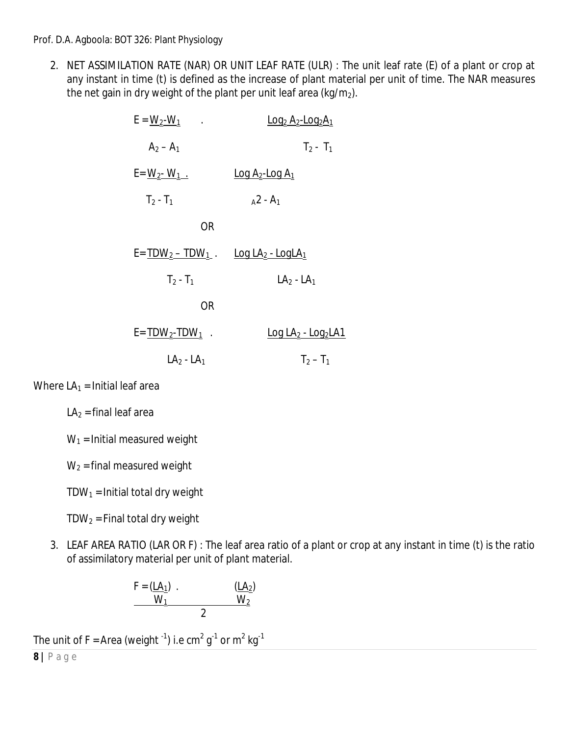2. NET ASSIMILATION RATE (NAR) OR UNIT LEAF RATE (ULR) : The unit leaf rate (E) of a plant or crop at any instant in time (t) is defined as the increase of plant material per unit of time. The NAR measures the net gain in dry weight of the plant per unit leaf area ($kg/m_2$).

$$E = \frac{W_2 - W_1}{A_2 - A_1} \cdot \frac{Log_2 A_2 - Log_2 A_1}{T_2 - T_1}$$

$$E = \frac{W_2 - W_1}{T_2 - T_1} \cdot \frac{Log A_2 - Log A_1}{A_2 - A_1}$$

OR

$$E = \frac{TDW_2 - TDW_1}{T_2 - T_1} \cdot \frac{Log LA_2 - Log LA_1}{LA_2 - LA_1}$$

OR

$$E = \frac{TDW_2 - TDW_1}{LA_2 - LA_1} \cdot \frac{Log LA_2 - Log_2 LA1}{T_2 - T_1}$$

Where $LA_1$ = Initial leaf area

$LA_2$ = final leaf area

$W_1$ = Initial measured weight

$W_2$ = final measured weight

$TDW_1$ = Initial total dry weight

$TDW_2$ = Final total dry weight

3. LEAF AREA RATIO (LAR OR F) : The leaf area ratio of a plant or crop at any instant in time (t) is the ratio of assimilatory material per unit of plant material.

$$F = \frac{\left(\frac{LA_1}{W_1}\right) \cdot \left(\frac{LA_2}{W_2}\right)}{2}$$

The unit of F = Area ($weight^{-1}$) i.e $cm^2 g^{-1}$ or $m^2 kg^{-1}$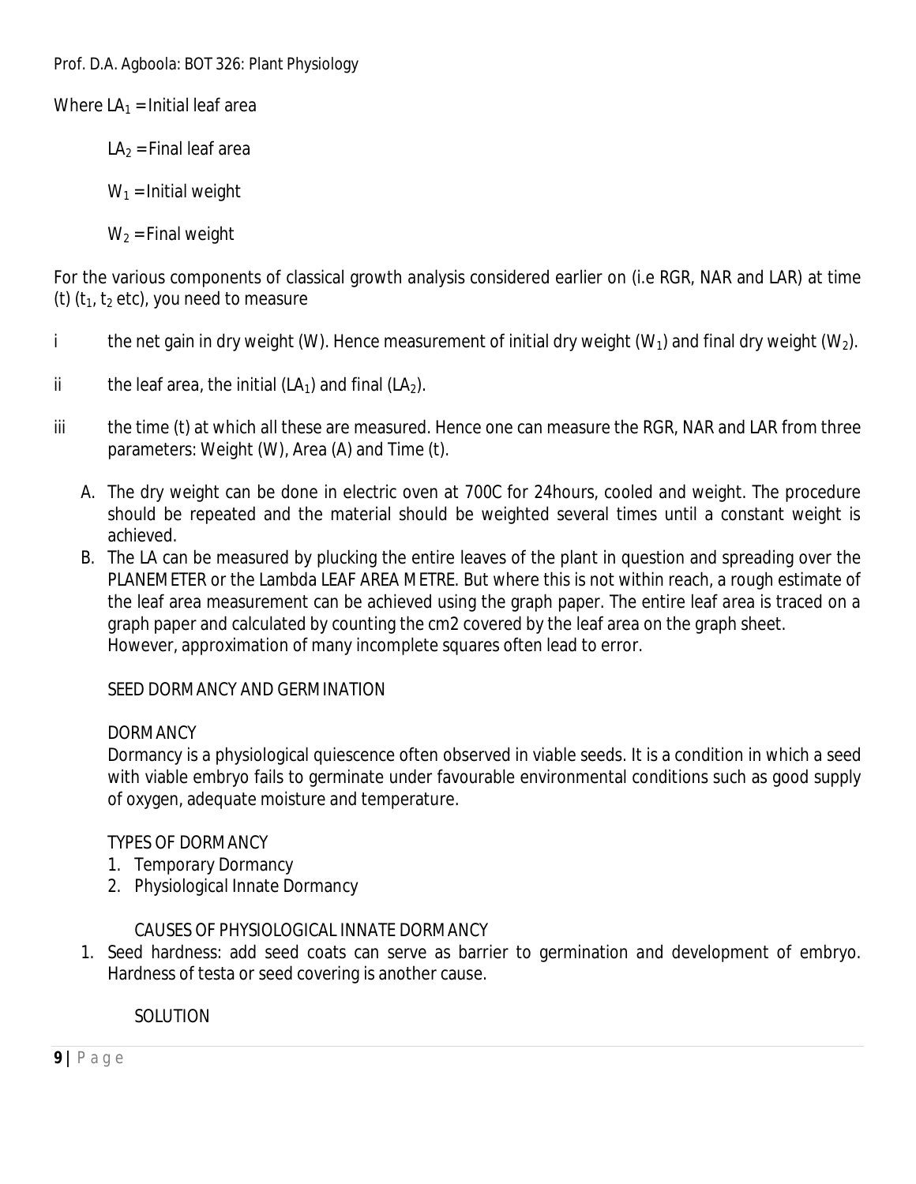Where $LA_1$ = Initial leaf area

$LA_2$ = Final leaf area

$W_1$ = Initial weight

$W_2$ = Final weight

For the various components of classical growth analysis considered earlier on (i.e RGR, NAR and LAR) at time (t) ($t_1$, $t_2$ etc), you need to measure

i the net gain in dry weight (W). Hence measurement of initial dry weight ($W_1$) and final dry weight ($W_2$).

ii the leaf area, the initial ($LA_1$) and final ($LA_2$).

iii the time (t) at which all these are measured. Hence one can measure the RGR, NAR and LAR from three parameters: Weight (W), Area (A) and Time (t).

A. The dry weight can be done in electric oven at 700C for 24hours, cooled and weight. The procedure should be repeated and the material should be weighted several times until a constant weight is achieved.
B. The LA can be measured by plucking the entire leaves of the plant in question and spreading over the PLANEMETER or the Lambda LEAF AREA METRE. But where this is not within reach, a rough estimate of the leaf area measurement can be achieved using the graph paper. The entire leaf area is traced on a graph paper and calculated by counting the cm2 covered by the leaf area on the graph sheet. However, approximation of many incomplete squares often lead to error.

## SEED DORMANCY AND GERMINATION

### DORMANCY

Dormancy is a physiological quiescence often observed in viable seeds. It is a condition in which a seed with viable embryo fails to germinate under favourable environmental conditions such as good supply of oxygen, adequate moisture and temperature.

### TYPES OF DORMANCY

1. Temporary Dormancy
2. Physiological Innate Dormancy

### CAUSES OF PHYSIOLOGICAL INNATE DORMANCY

1. Seed hardness: add seed coats can serve as barrier to germination and development of embryo. Hardness of testa or seed covering is another cause.

SOLUTION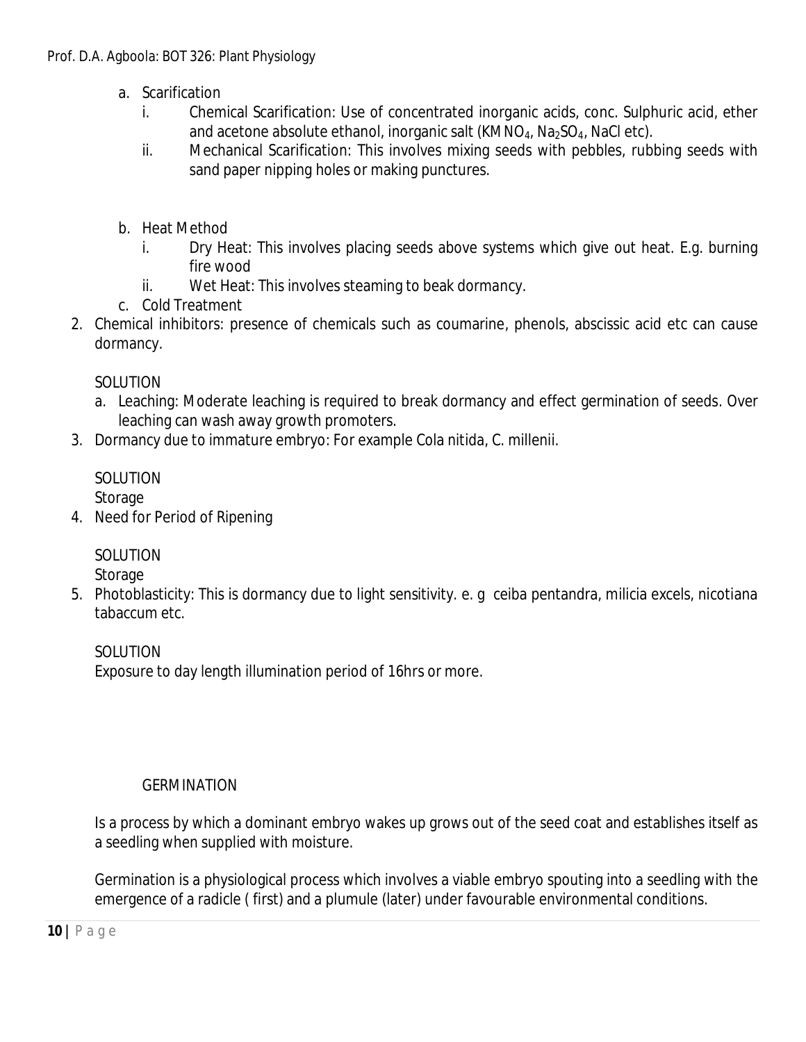a. Scarification
   i. Chemical Scarification: Use of concentrated inorganic acids, conc. Sulphuric acid, ether and acetone absolute ethanol, inorganic salt ($KMNO_4$, $Na_2SO_4$, NaCl etc).
   ii. Mechanical Scarification: This involves mixing seeds with pebbles, rubbing seeds with sand paper nipping holes or making punctures.

b. Heat Method
   i. Dry Heat: This involves placing seeds above systems which give out heat. E.g. burning fire wood
   ii. Wet Heat: This involves steaming to beak dormancy.

c. Cold Treatment

2. Chemical inhibitors: presence of chemicals such as coumarine, phenols, abscissic acid etc can cause dormancy.

   SOLUTION

   a. Leaching: Moderate leaching is required to break dormancy and effect germination of seeds. Over leaching can wash away growth promoters.

3. Dormancy due to immature embryo: For example Cola nitida, C. millenii.

   SOLUTION

   Storage

4. Need for Period of Ripening

   SOLUTION

   Storage

5. Photoblasticity: This is dormancy due to light sensitivity. e. g ceiba pentandra, milicia excels, nicotiana tabaccum etc.

   SOLUTION

   Exposure to day length illumination period of 16hrs or more.

## GERMINATION

Is a process by which a dominant embryo wakes up grows out of the seed coat and establishes itself as a seedling when supplied with moisture.

Germination is a physiological process which involves a viable embryo spouting into a seedling with the emergence of a radicle ( first) and a plumule (later) under favourable environmental conditions.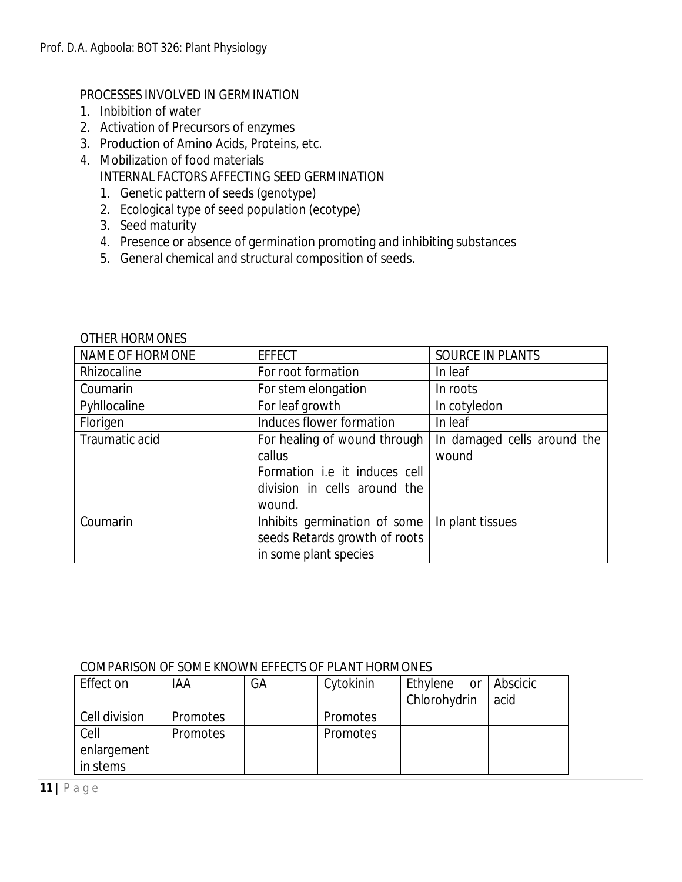PROCESSES INVOLVED IN GERMINATION

1. Inbibition of water
2. Activation of Precursors of enzymes
3. Production of Amino Acids, Proteins, etc.
4. Mobilization of food materials

INTERNAL FACTORS AFFECTING SEED GERMINATION

1. Genetic pattern of seeds (genotype)
2. Ecological type of seed population (ecotype)
3. Seed maturity
4. Presence or absence of germination promoting and inhibiting substances
5. General chemical and structural composition of seeds.

OTHER HORMONES

| NAME OF HORMONE | EFFECT | SOURCE IN PLANTS |
|---|---|---|
| Rhizocaline | For root formation | In leaf |
| Coumarin | For stem elongation | In roots |
| Pyhllocaline | For leaf growth | In cotyledon |
| Florigen | Induces flower formation | In leaf |
| Traumatic acid | For healing of wound through callus Formation i.e it induces cell division in cells around the wound. | In damaged cells around the wound |
| Coumarin | Inhibits germination of some seeds Retards growth of roots in some plant species | In plant tissues |

COMPARISON OF SOME KNOWN EFFECTS OF PLANT HORMONES

| Effect on | IAA | GA | Cytokinin | Ethylene or Chlorohydrin | Abscicic acid |
|---|---|---|---|---|---|
| Cell division | Promotes | | Promotes | | |
| Cell enlargement in stems | Promotes | | Promotes | | |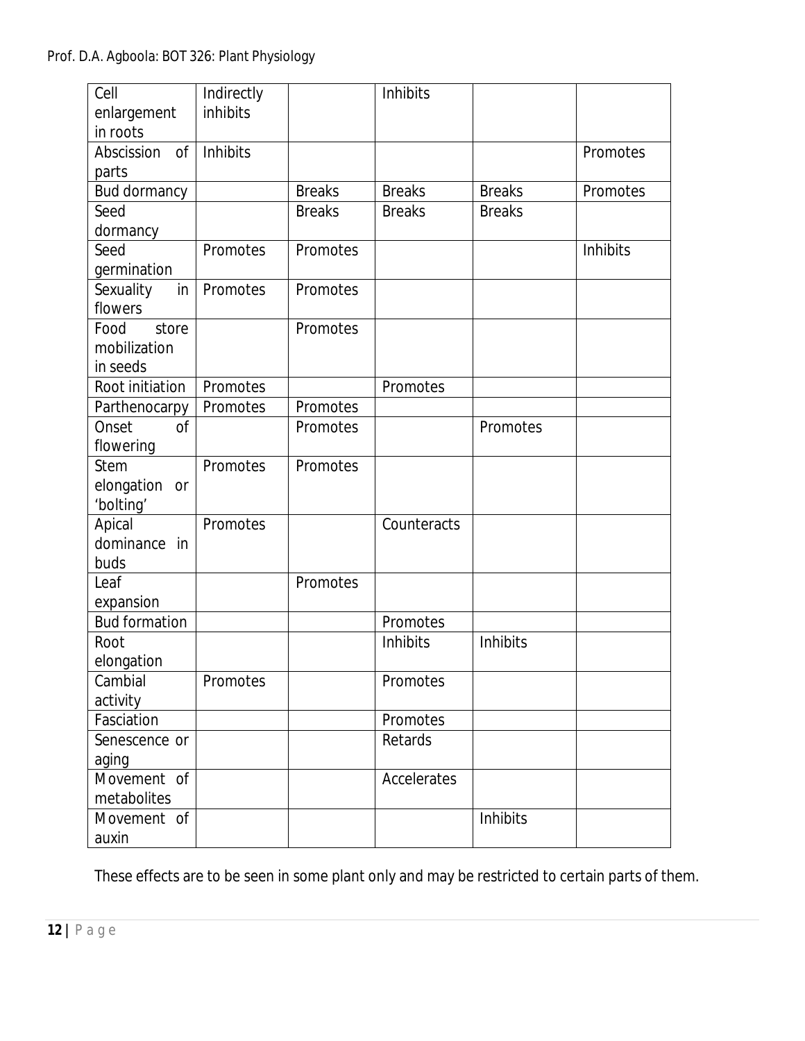| | | | | | |
|---|---|---|---|---|---|
| Cell enlargement in roots | Indirectly inhibits | | Inhibits | | |
| Abscission of parts | Inhibits | | | | Promotes |
| Bud dormancy | | Breaks | Breaks | Breaks | Promotes |
| Seed dormancy | | Breaks | Breaks | Breaks | |
| Seed germination | Promotes | Promotes | | | Inhibits |
| Sexuality in flowers | Promotes | Promotes | | | |
| Food store mobilization in seeds | | Promotes | | | |
| Root initiation | Promotes | | Promotes | | |
| Parthenocarpy | Promotes | Promotes | | | |
| Onset of flowering | | Promotes | | Promotes | |
| Stem elongation or 'bolting' | Promotes | Promotes | | | |
| Apical dominance in buds | Promotes | | Counteracts | | |
| Leaf expansion | | Promotes | | | |
| Bud formation | | | Promotes | | |
| Root elongation | | | Inhibits | Inhibits | |
| Cambial activity | Promotes | | Promotes | | |
| Fasciation | | | Promotes | | |
| Senescence or aging | | | Retards | | |
| Movement of metabolites | | | Accelerates | | |
| Movement of auxin | | | | Inhibits | |

These effects are to be seen in some plant only and may be restricted to certain parts of them.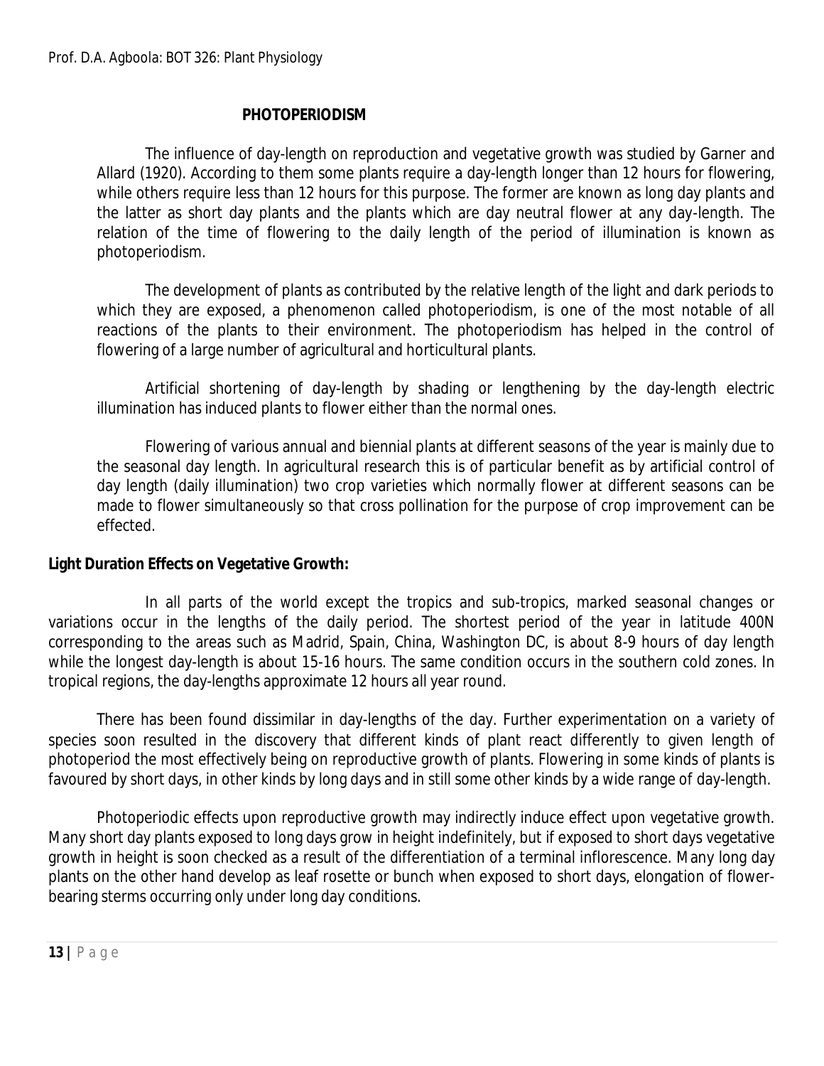## PHOTOPERIODISM

The influence of day-length on reproduction and vegetative growth was studied by Garner and Allard (1920). According to them some plants require a day-length longer than 12 hours for flowering, while others require less than 12 hours for this purpose. The former are known as long day plants and the latter as short day plants and the plants which are day neutral flower at any day-length. The relation of the time of flowering to the daily length of the period of illumination is known as photoperiodism.

The development of plants as contributed by the relative length of the light and dark periods to which they are exposed, a phenomenon called photoperiodism, is one of the most notable of all reactions of the plants to their environment. The photoperiodism has helped in the control of flowering of a large number of agricultural and horticultural plants.

Artificial shortening of day-length by shading or lengthening by the day-length electric illumination has induced plants to flower either than the normal ones.

Flowering of various annual and biennial plants at different seasons of the year is mainly due to the seasonal day length. In agricultural research this is of particular benefit as by artificial control of day length (daily illumination) two crop varieties which normally flower at different seasons can be made to flower simultaneously so that cross pollination for the purpose of crop improvement can be effected.

**Light Duration Effects on Vegetative Growth:**

In all parts of the world except the tropics and sub-tropics, marked seasonal changes or variations occur in the lengths of the daily period. The shortest period of the year in latitude 400N corresponding to the areas such as Madrid, Spain, China, Washington DC, is about 8-9 hours of day length while the longest day-length is about 15-16 hours. The same condition occurs in the southern cold zones. In tropical regions, the day-lengths approximate 12 hours all year round.

There has been found dissimilar in day-lengths of the day. Further experimentation on a variety of species soon resulted in the discovery that different kinds of plant react differently to given length of photoperiod the most effectively being on reproductive growth of plants. Flowering in some kinds of plants is favoured by short days, in other kinds by long days and in still some other kinds by a wide range of day-length.

Photoperiodic effects upon reproductive growth may indirectly induce effect upon vegetative growth. Many short day plants exposed to long days grow in height indefinitely, but if exposed to short days vegetative growth in height is soon checked as a result of the differentiation of a terminal inflorescence. Many long day plants on the other hand develop as leaf rosette or bunch when exposed to short days, elongation of flower-bearing sterms occurring only under long day conditions.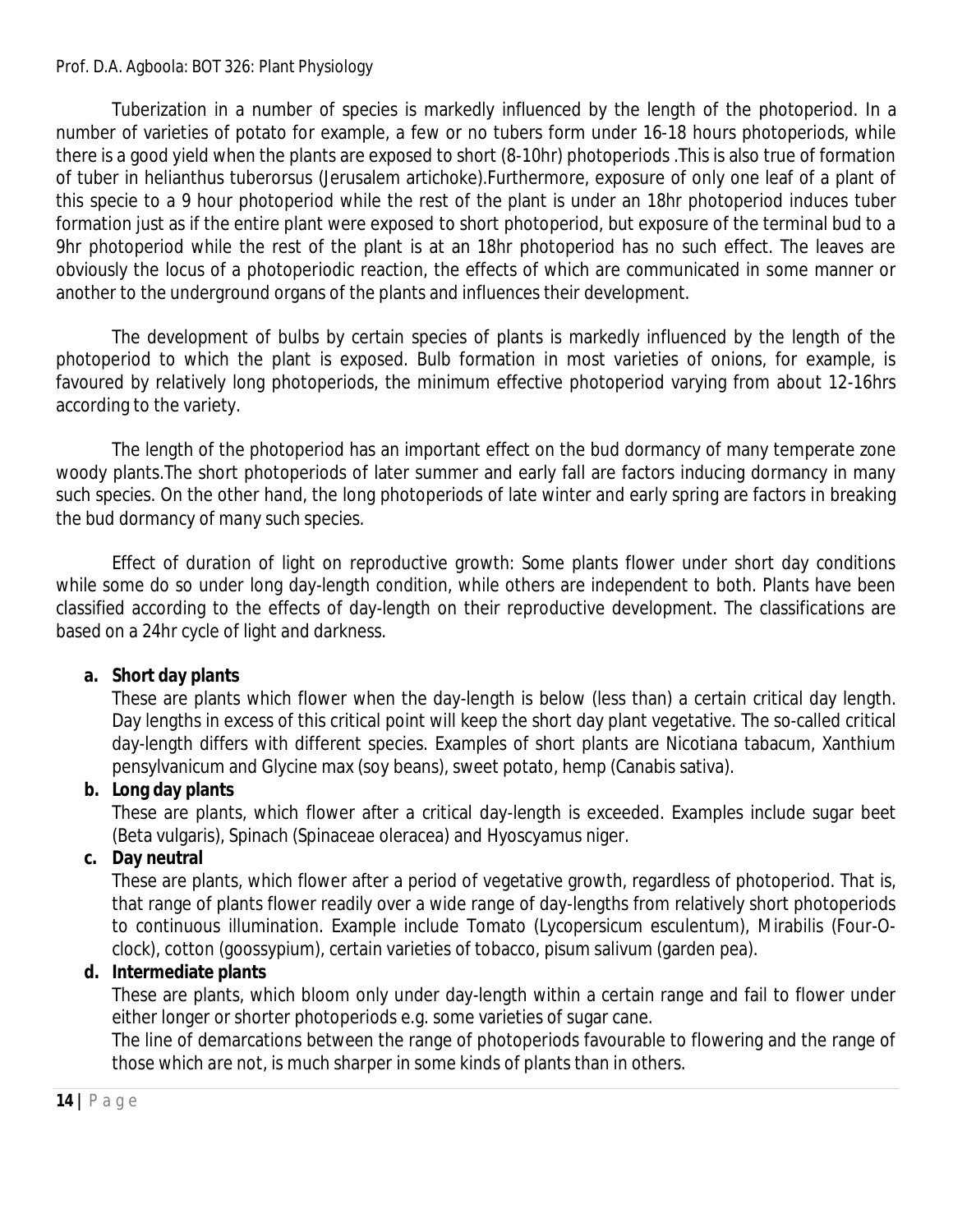Tuberization in a number of species is markedly influenced by the length of the photoperiod. In a number of varieties of potato for example, a few or no tubers form under 16-18 hours photoperiods, while there is a good yield when the plants are exposed to short (8-10hr) photoperiods .This is also true of formation of tuber in helianthus tuberorsus (Jerusalem artichoke).Furthermore, exposure of only one leaf of a plant of this specie to a 9 hour photoperiod while the rest of the plant is under an 18hr photoperiod induces tuber formation just as if the entire plant were exposed to short photoperiod, but exposure of the terminal bud to a 9hr photoperiod while the rest of the plant is at an 18hr photoperiod has no such effect. The leaves are obviously the locus of a photoperiodic reaction, the effects of which are communicated in some manner or another to the underground organs of the plants and influences their development.

The development of bulbs by certain species of plants is markedly influenced by the length of the photoperiod to which the plant is exposed. Bulb formation in most varieties of onions, for example, is favoured by relatively long photoperiods, the minimum effective photoperiod varying from about 12-16hrs according to the variety.

The length of the photoperiod has an important effect on the bud dormancy of many temperate zone woody plants.The short photoperiods of later summer and early fall are factors inducing dormancy in many such species. On the other hand, the long photoperiods of late winter and early spring are factors in breaking the bud dormancy of many such species.

Effect of duration of light on reproductive growth: Some plants flower under short day conditions while some do so under long day-length condition, while others are independent to both. Plants have been classified according to the effects of day-length on their reproductive development. The classifications are based on a 24hr cycle of light and darkness.

**a. Short day plants**

These are plants which flower when the day-length is below (less than) a certain critical day length. Day lengths in excess of this critical point will keep the short day plant vegetative. The so-called critical day-length differs with different species. Examples of short plants are Nicotiana tabacum, Xanthium pensylvanicum and Glycine max (soy beans), sweet potato, hemp (Canabis sativa).

**b. Long day plants**

These are plants, which flower after a critical day-length is exceeded. Examples include sugar beet (Beta vulgaris), Spinach (Spinaceae oleracea) and Hyoscyamus niger.

**c. Day neutral**

These are plants, which flower after a period of vegetative growth, regardless of photoperiod. That is, that range of plants flower readily over a wide range of day-lengths from relatively short photoperiods to continuous illumination. Example include Tomato (Lycopersicum esculentum), Mirabilis (Four-O-clock), cotton (goossypium), certain varieties of tobacco, pisum salivum (garden pea).

**d. Intermediate plants**

These are plants, which bloom only under day-length within a certain range and fail to flower under either longer or shorter photoperiods e.g. some varieties of sugar cane.

The line of demarcations between the range of photoperiods favourable to flowering and the range of those which are not, is much sharper in some kinds of plants than in others.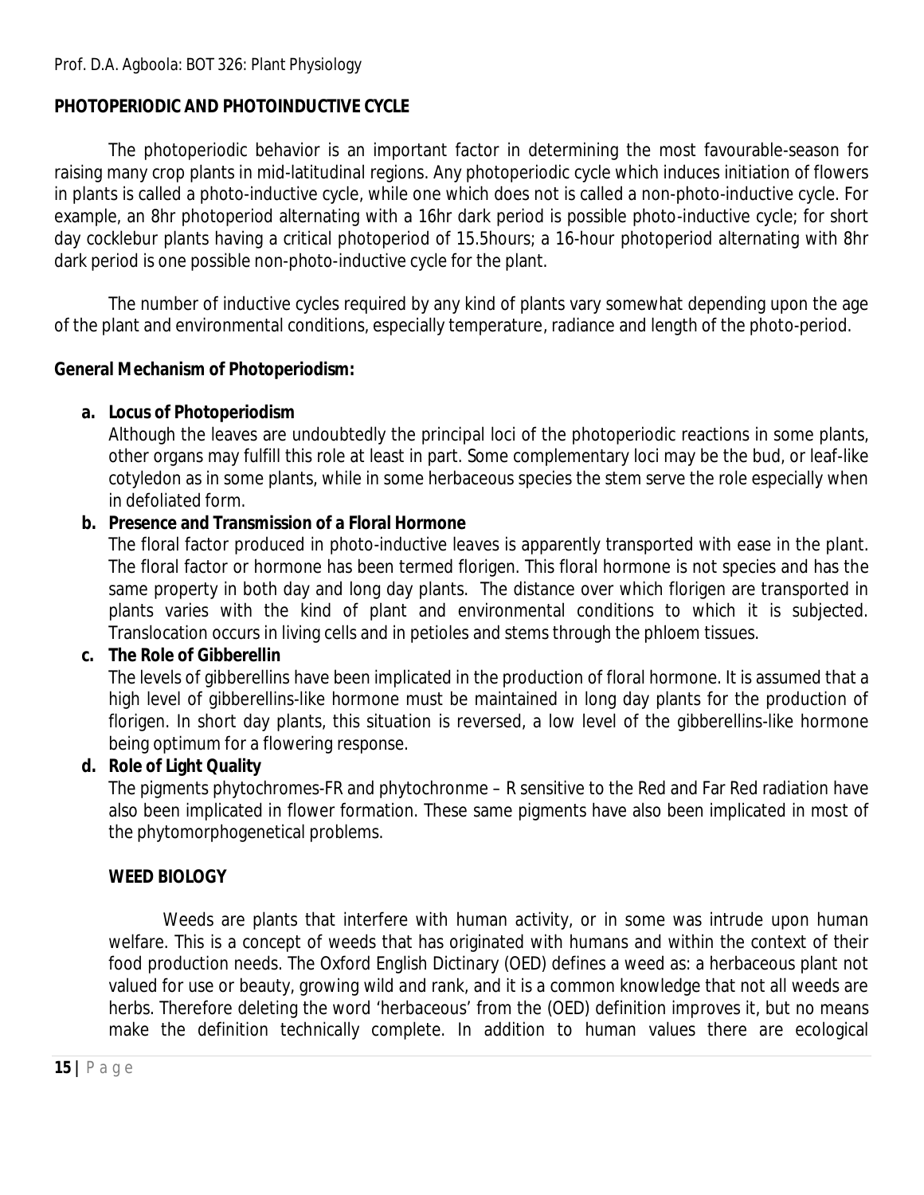## PHOTOPERIODIC AND PHOTOINDUCTIVE CYCLE

The photoperiodic behavior is an important factor in determining the most favourable-season for raising many crop plants in mid-latitudinal regions. Any photoperiodic cycle which induces initiation of flowers in plants is called a photo-inductive cycle, while one which does not is called a non-photo-inductive cycle. For example, an 8hr photoperiod alternating with a 16hr dark period is possible photo-inductive cycle; for short day cocklebur plants having a critical photoperiod of 15.5hours; a 16-hour photoperiod alternating with 8hr dark period is one possible non-photo-inductive cycle for the plant.

The number of inductive cycles required by any kind of plants vary somewhat depending upon the age of the plant and environmental conditions, especially temperature, radiance and length of the photo-period.

### General Mechanism of Photoperiodism:

a. **Locus of Photoperiodism**
   Although the leaves are undoubtedly the principal loci of the photoperiodic reactions in some plants, other organs may fulfill this role at least in part. Some complementary loci may be the bud, or leaf-like cotyledon as in some plants, while in some herbaceous species the stem serve the role especially when in defoliated form.

b. **Presence and Transmission of a Floral Hormone**
   The floral factor produced in photo-inductive leaves is apparently transported with ease in the plant. The floral factor or hormone has been termed florigen. This floral hormone is not species and has the same property in both day and long day plants. The distance over which florigen are transported in plants varies with the kind of plant and environmental conditions to which it is subjected. Translocation occurs in living cells and in petioles and stems through the phloem tissues.

c. **The Role of Gibberellin**
   The levels of gibberellins have been implicated in the production of floral hormone. It is assumed that a high level of gibberellins-like hormone must be maintained in long day plants for the production of florigen. In short day plants, this situation is reversed, a low level of the gibberellins-like hormone being optimum for a flowering response.

d. **Role of Light Quality**
   The pigments phytochromes-FR and phytochronme – R sensitive to the Red and Far Red radiation have also been implicated in flower formation. These same pigments have also been implicated in most of the phytomorphogenetical problems.

## WEED BIOLOGY

Weeds are plants that interfere with human activity, or in some was intrude upon human welfare. This is a concept of weeds that has originated with humans and within the context of their food production needs. The Oxford English Dictinary (OED) defines a weed as: a herbaceous plant not valued for use or beauty, growing wild and rank, and it is a common knowledge that not all weeds are herbs. Therefore deleting the word 'herbaceous' from the (OED) definition improves it, but no means make the definition technically complete. In addition to human values there are ecological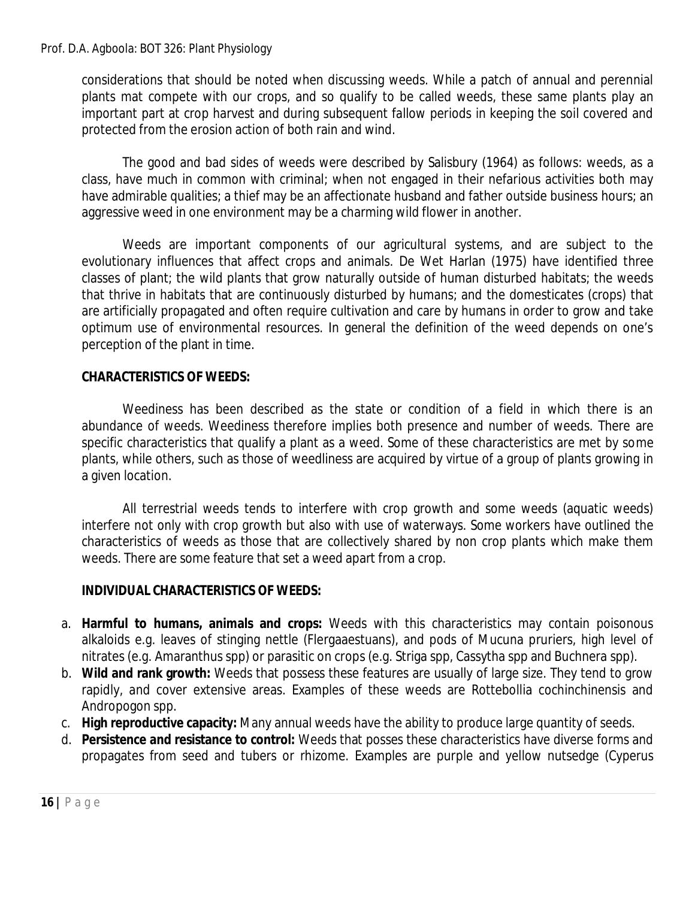considerations that should be noted when discussing weeds. While a patch of annual and perennial plants mat compete with our crops, and so qualify to be called weeds, these same plants play an important part at crop harvest and during subsequent fallow periods in keeping the soil covered and protected from the erosion action of both rain and wind.

The good and bad sides of weeds were described by Salisbury (1964) as follows: weeds, as a class, have much in common with criminal; when not engaged in their nefarious activities both may have admirable qualities; a thief may be an affectionate husband and father outside business hours; an aggressive weed in one environment may be a charming wild flower in another.

Weeds are important components of our agricultural systems, and are subject to the evolutionary influences that affect crops and animals. De Wet Harlan (1975) have identified three classes of plant; the wild plants that grow naturally outside of human disturbed habitats; the weeds that thrive in habitats that are continuously disturbed by humans; and the domesticates (crops) that are artificially propagated and often require cultivation and care by humans in order to grow and take optimum use of environmental resources. In general the definition of the weed depends on one's perception of the plant in time.

**CHARACTERISTICS OF WEEDS:**

Weediness has been described as the state or condition of a field in which there is an abundance of weeds. Weediness therefore implies both presence and number of weeds. There are specific characteristics that qualify a plant as a weed. Some of these characteristics are met by some plants, while others, such as those of weedliness are acquired by virtue of a group of plants growing in a given location.

All terrestrial weeds tends to interfere with crop growth and some weeds (aquatic weeds) interfere not only with crop growth but also with use of waterways. Some workers have outlined the characteristics of weeds as those that are collectively shared by non crop plants which make them weeds. There are some feature that set a weed apart from a crop.

**INDIVIDUAL CHARACTERISTICS OF WEEDS:**

a. **Harmful to humans, animals and crops:** Weeds with this characteristics may contain poisonous alkaloids e.g. leaves of stinging nettle (Flergaaestuans), and pods of Mucuna pruriers, high level of nitrates (e.g. Amaranthus spp) or parasitic on crops (e.g. Striga spp, Cassytha spp and Buchnera spp).
b. **Wild and rank growth:** Weeds that possess these features are usually of large size. They tend to grow rapidly, and cover extensive areas. Examples of these weeds are Rottebollia cochinchinensis and Andropogon spp.
c. **High reproductive capacity:** Many annual weeds have the ability to produce large quantity of seeds.
d. **Persistence and resistance to control:** Weeds that posses these characteristics have diverse forms and propagates from seed and tubers or rhizome. Examples are purple and yellow nutsedge (Cyperus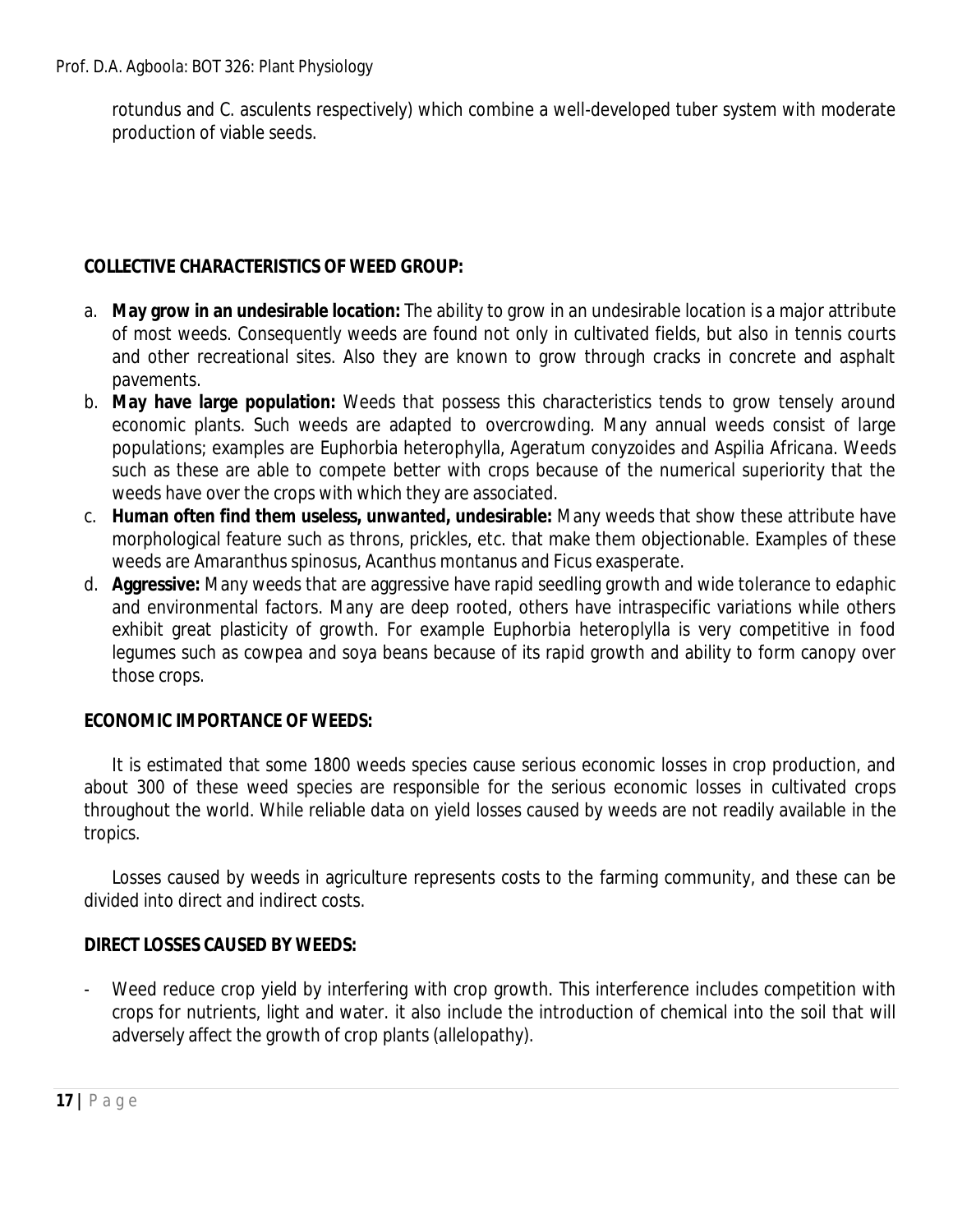rotundus and C. asculents respectively) which combine a well-developed tuber system with moderate production of viable seeds.

**COLLECTIVE CHARACTERISTICS OF WEED GROUP:**

a. **May grow in an undesirable location:** The ability to grow in an undesirable location is a major attribute of most weeds. Consequently weeds are found not only in cultivated fields, but also in tennis courts and other recreational sites. Also they are known to grow through cracks in concrete and asphalt pavements.
b. **May have large population:** Weeds that possess this characteristics tends to grow tensely around economic plants. Such weeds are adapted to overcrowding. Many annual weeds consist of large populations; examples are Euphorbia heterophylla, Ageratum conyzoides and Aspilia Africana. Weeds such as these are able to compete better with crops because of the numerical superiority that the weeds have over the crops with which they are associated.
c. **Human often find them useless, unwanted, undesirable:** Many weeds that show these attribute have morphological feature such as throns, prickles, etc. that make them objectionable. Examples of these weeds are Amaranthus spinosus, Acanthus montanus and Ficus exasperate.
d. **Aggressive:** Many weeds that are aggressive have rapid seedling growth and wide tolerance to edaphic and environmental factors. Many are deep rooted, others have intraspecific variations while others exhibit great plasticity of growth. For example Euphorbia heteroplylla is very competitive in food legumes such as cowpea and soya beans because of its rapid growth and ability to form canopy over those crops.

**ECONOMIC IMPORTANCE OF WEEDS:**

It is estimated that some 1800 weeds species cause serious economic losses in crop production, and about 300 of these weed species are responsible for the serious economic losses in cultivated crops throughout the world. While reliable data on yield losses caused by weeds are not readily available in the tropics.

Losses caused by weeds in agriculture represents costs to the farming community, and these can be divided into direct and indirect costs.

**DIRECT LOSSES CAUSED BY WEEDS:**

- Weed reduce crop yield by interfering with crop growth. This interference includes competition with crops for nutrients, light and water. it also include the introduction of chemical into the soil that will adversely affect the growth of crop plants (allelopathy).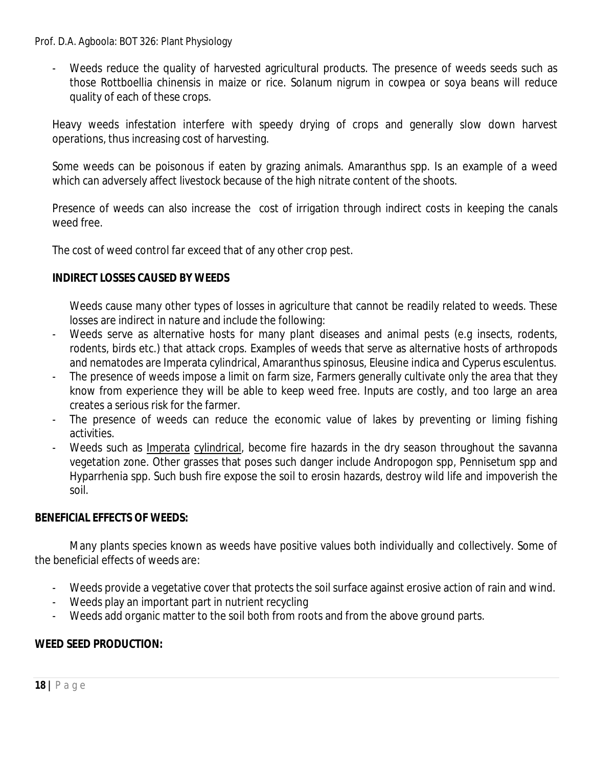- Weeds reduce the quality of harvested agricultural products. The presence of weeds seeds such as those Rottboellia chinensis in maize or rice. Solanum nigrum in cowpea or soya beans will reduce quality of each of these crops.

Heavy weeds infestation interfere with speedy drying of crops and generally slow down harvest operations, thus increasing cost of harvesting.

Some weeds can be poisonous if eaten by grazing animals. Amaranthus spp. Is an example of a weed which can adversely affect livestock because of the high nitrate content of the shoots.

Presence of weeds can also increase the cost of irrigation through indirect costs in keeping the canals weed free.

The cost of weed control far exceed that of any other crop pest.

**INDIRECT LOSSES CAUSED BY WEEDS**

Weeds cause many other types of losses in agriculture that cannot be readily related to weeds. These losses are indirect in nature and include the following:

- Weeds serve as alternative hosts for many plant diseases and animal pests (e.g insects, rodents, rodents, birds etc.) that attack crops. Examples of weeds that serve as alternative hosts of arthropods and nematodes are Imperata cylindrical, Amaranthus spinosus, Eleusine indica and Cyperus esculentus.
- The presence of weeds impose a limit on farm size, Farmers generally cultivate only the area that they know from experience they will be able to keep weed free. Inputs are costly, and too large an area creates a serious risk for the farmer.
- The presence of weeds can reduce the economic value of lakes by preventing or liming fishing activities.
- Weeds such as Imperata cylindrical, become fire hazards in the dry season throughout the savanna vegetation zone. Other grasses that poses such danger include Andropogon spp, Pennisetum spp and Hyparrhenia spp. Such bush fire expose the soil to erosin hazards, destroy wild life and impoverish the soil.

**BENEFICIAL EFFECTS OF WEEDS:**

Many plants species known as weeds have positive values both individually and collectively. Some of the beneficial effects of weeds are:

- Weeds provide a vegetative cover that protects the soil surface against erosive action of rain and wind.
- Weeds play an important part in nutrient recycling
- Weeds add organic matter to the soil both from roots and from the above ground parts.

**WEED SEED PRODUCTION:**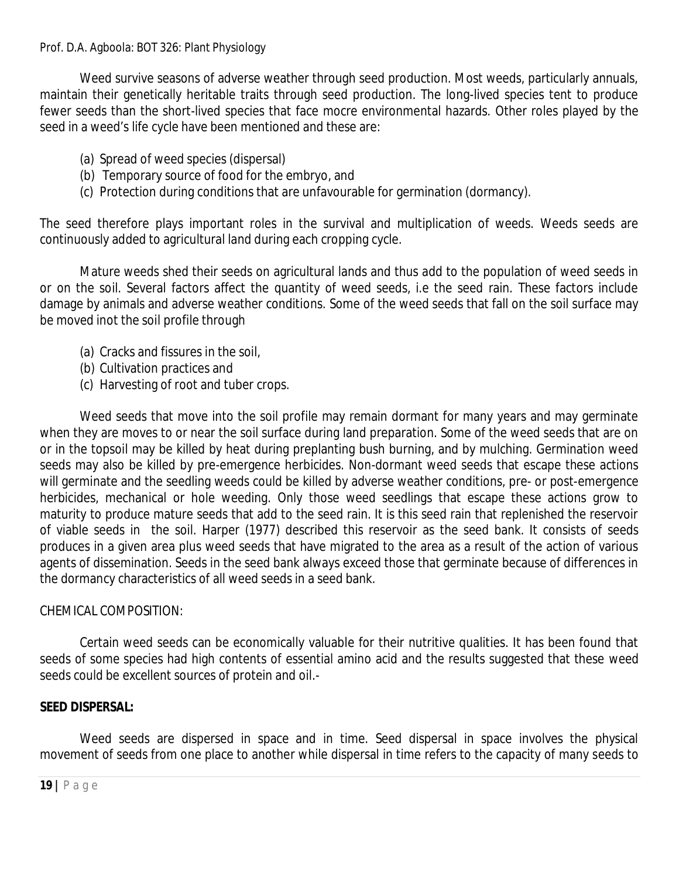Weed survive seasons of adverse weather through seed production. Most weeds, particularly annuals, maintain their genetically heritable traits through seed production. The long-lived species tent to produce fewer seeds than the short-lived species that face mocre environmental hazards. Other roles played by the seed in a weed's life cycle have been mentioned and these are:

(a) Spread of weed species (dispersal)
(b) Temporary source of food for the embryo, and
(c) Protection during conditions that are unfavourable for germination (dormancy).

The seed therefore plays important roles in the survival and multiplication of weeds. Weeds seeds are continuously added to agricultural land during each cropping cycle.

Mature weeds shed their seeds on agricultural lands and thus add to the population of weed seeds in or on the soil. Several factors affect the quantity of weed seeds, i.e the seed rain. These factors include damage by animals and adverse weather conditions. Some of the weed seeds that fall on the soil surface may be moved inot the soil profile through

(a) Cracks and fissures in the soil,
(b) Cultivation practices and
(c) Harvesting of root and tuber crops.

Weed seeds that move into the soil profile may remain dormant for many years and may germinate when they are moves to or near the soil surface during land preparation. Some of the weed seeds that are on or in the topsoil may be killed by heat during preplanting bush burning, and by mulching. Germination weed seeds may also be killed by pre-emergence herbicides. Non-dormant weed seeds that escape these actions will germinate and the seedling weeds could be killed by adverse weather conditions, pre- or post-emergence herbicides, mechanical or hole weeding. Only those weed seedlings that escape these actions grow to maturity to produce mature seeds that add to the seed rain. It is this seed rain that replenished the reservoir of viable seeds in the soil. Harper (1977) described this reservoir as the seed bank. It consists of seeds produces in a given area plus weed seeds that have migrated to the area as a result of the action of various agents of dissemination. Seeds in the seed bank always exceed those that germinate because of differences in the dormancy characteristics of all weed seeds in a seed bank.

CHEMICAL COMPOSITION:

Certain weed seeds can be economically valuable for their nutritive qualities. It has been found that seeds of some species had high contents of essential amino acid and the results suggested that these weed seeds could be excellent sources of protein and oil.-

**SEED DISPERSAL:**

Weed seeds are dispersed in space and in time. Seed dispersal in space involves the physical movement of seeds from one place to another while dispersal in time refers to the capacity of many seeds to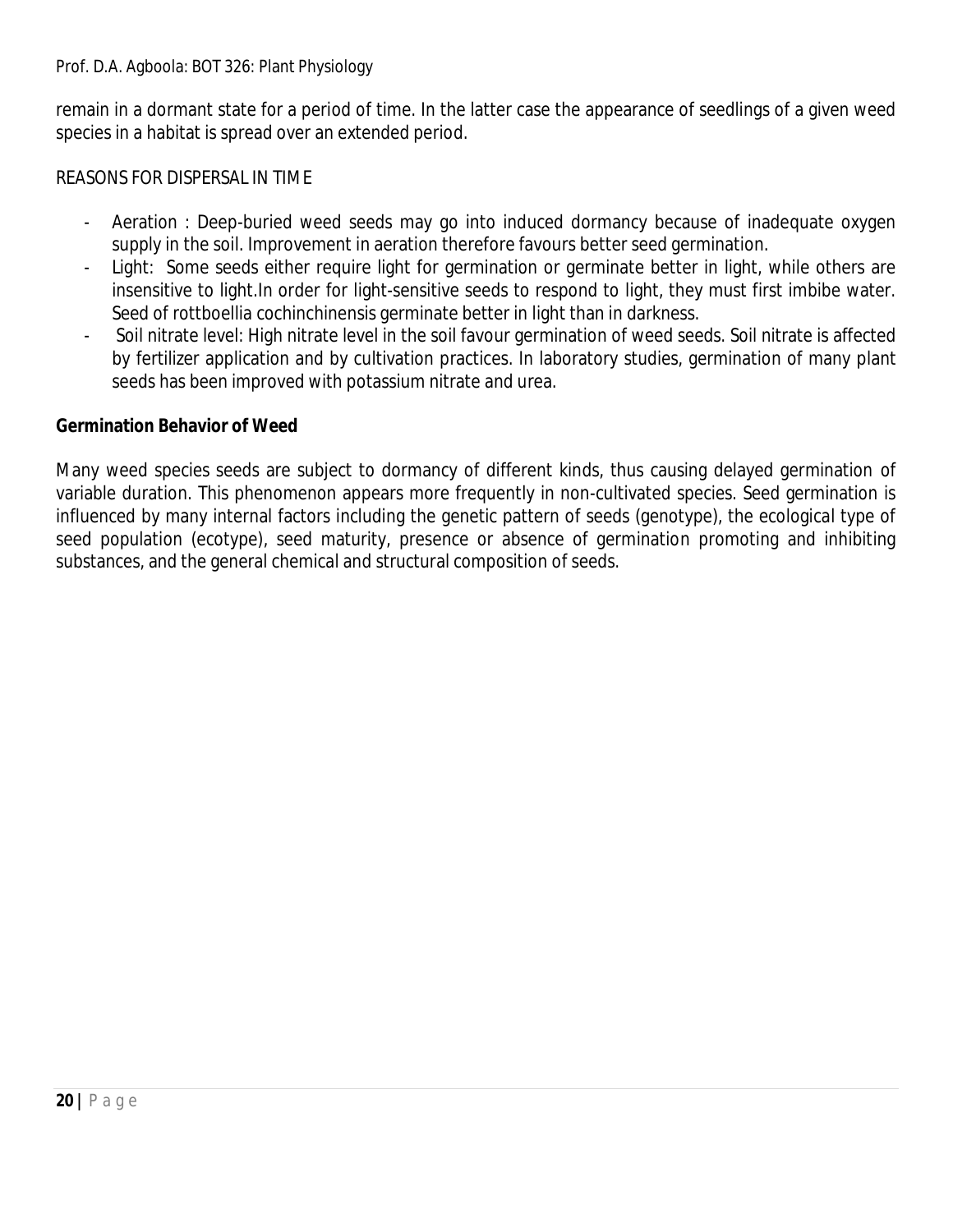remain in a dormant state for a period of time. In the latter case the appearance of seedlings of a given weed species in a habitat is spread over an extended period.

REASONS FOR DISPERSAL IN TIME

- Aeration : Deep-buried weed seeds may go into induced dormancy because of inadequate oxygen supply in the soil. Improvement in aeration therefore favours better seed germination.
- Light: Some seeds either require light for germination or germinate better in light, while others are insensitive to light.In order for light-sensitive seeds to respond to light, they must first imbibe water. Seed of rottboellia cochinchinensis germinate better in light than in darkness.
- Soil nitrate level: High nitrate level in the soil favour germination of weed seeds. Soil nitrate is affected by fertilizer application and by cultivation practices. In laboratory studies, germination of many plant seeds has been improved with potassium nitrate and urea.

**Germination Behavior of Weed**

Many weed species seeds are subject to dormancy of different kinds, thus causing delayed germination of variable duration. This phenomenon appears more frequently in non-cultivated species. Seed germination is influenced by many internal factors including the genetic pattern of seeds (genotype), the ecological type of seed population (ecotype), seed maturity, presence or absence of germination promoting and inhibiting substances, and the general chemical and structural composition of seeds.